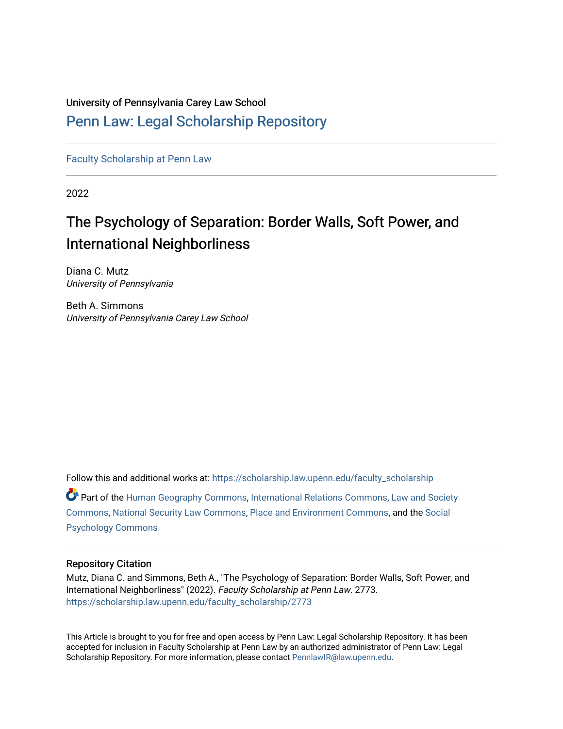University of Pennsylvania Carey Law School

# Penn Law: Legal Scholarship Repository

Faculty Scholarship at Penn Law

2022

# The Psychology of Separation: Border Walls, Soft Power, and International Neighborliness

Diana C. Mutz
*University of Pennsylvania*

Beth A. Simmons
*University of Pennsylvania Carey Law School*

Follow this and additional works at: https://scholarship.law.upenn.edu/faculty_scholarship

Part of the Human Geography Commons, International Relations Commons, Law and Society Commons, National Security Law Commons, Place and Environment Commons, and the Social Psychology Commons

## Repository Citation

Mutz, Diana C. and Simmons, Beth A., "The Psychology of Separation: Border Walls, Soft Power, and International Neighborliness" (2022). *Faculty Scholarship at Penn Law*. 2773.
https://scholarship.law.upenn.edu/faculty_scholarship/2773

This Article is brought to you for free and open access by Penn Law: Legal Scholarship Repository. It has been accepted for inclusion in Faculty Scholarship at Penn Law by an authorized administrator of Penn Law: Legal Scholarship Repository. For more information, please contact PennlawIR@law.upenn.edu.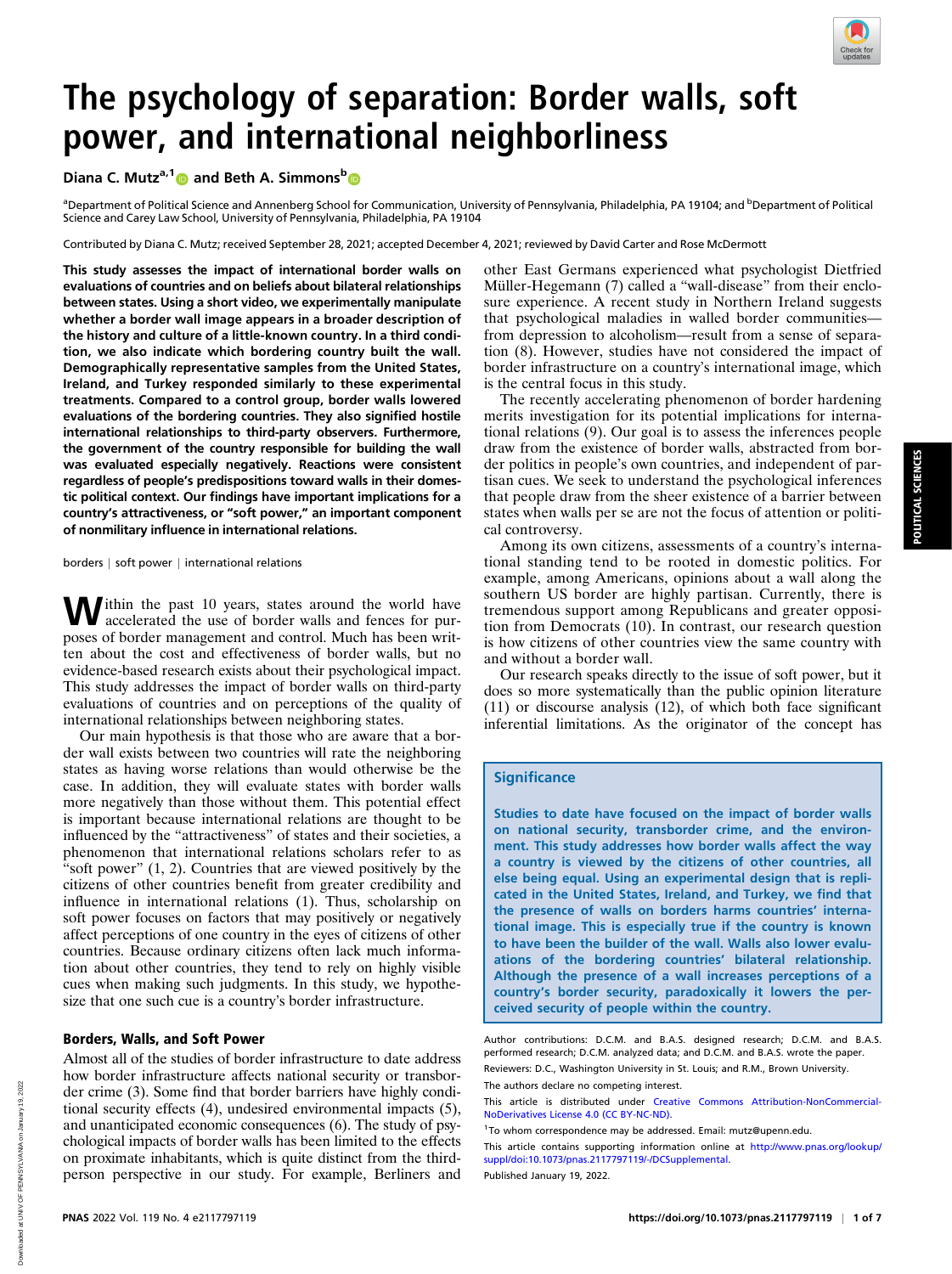# The psychology of separation: Border walls, soft power, and international neighborliness

Diana C. Mutz[a,1] and Beth A. Simmons[b]

[a]Department of Political Science and Annenberg School for Communication, University of Pennsylvania, Philadelphia, PA 19104; and [b]Department of Political Science and Carey Law School, University of Pennsylvania, Philadelphia, PA 19104

Contributed by Diana C. Mutz; received September 28, 2021; accepted December 4, 2021; reviewed by David Carter and Rose McDermott

**This study assesses the impact of international border walls on evaluations of countries and on beliefs about bilateral relationships between states. Using a short video, we experimentally manipulate whether a border wall image appears in a broader description of the history and culture of a little-known country. In a third condition, we also indicate which bordering country built the wall. Demographically representative samples from the United States, Ireland, and Turkey responded similarly to these experimental treatments. Compared to a control group, border walls lowered evaluations of the bordering countries. They also signified hostile international relationships to third-party observers. Furthermore, the government of the country responsible for building the wall was evaluated especially negatively. Reactions were consistent regardless of people's predispositions toward walls in their domestic political context. Our findings have important implications for a country's attractiveness, or "soft power," an important component of nonmilitary influence in international relations.**

borders | soft power | international relations

Within the past 10 years, states around the world have accelerated the use of border walls and fences for purposes of border management and control. Much has been written about the cost and effectiveness of border walls, but no evidence-based research exists about their psychological impact. This study addresses the impact of border walls on third-party evaluations of countries and on perceptions of the quality of international relationships between neighboring states.

Our main hypothesis is that those who are aware that a border wall exists between two countries will rate the neighboring states as having worse relations than would otherwise be the case. In addition, they will evaluate states with border walls more negatively than those without them. This potential effect is important because international relations are thought to be influenced by the "attractiveness" of states and their societies, a phenomenon that international relations scholars refer to as "soft power" (1, 2). Countries that are viewed positively by the citizens of other countries benefit from greater credibility and influence in international relations (1). Thus, scholarship on soft power focuses on factors that may positively or negatively affect perceptions of one country in the eyes of citizens of other countries. Because ordinary citizens often lack much information about other countries, they tend to rely on highly visible cues when making such judgments. In this study, we hypothesize that one such cue is a country's border infrastructure.

## Borders, Walls, and Soft Power

Almost all of the studies of border infrastructure to date address how border infrastructure affects national security or transborder crime (3). Some find that border barriers have highly conditional security effects (4), undesired environmental impacts (5), and unanticipated economic consequences (6). The study of psychological impacts of border walls has been limited to the effects on proximate inhabitants, which is quite distinct from the third-person perspective in our study. For example, Berliners and other East Germans experienced what psychologist Dietfried Müller-Hegemann (7) called a "wall-disease" from their enclosure experience. A recent study in Northern Ireland suggests that psychological maladies in walled border communities—from depression to alcoholism—result from a sense of separation (8). However, studies have not considered the impact of border infrastructure on a country's international image, which is the central focus in this study.

The recently accelerating phenomenon of border hardening merits investigation for its potential implications for international relations (9). Our goal is to assess the inferences people draw from the existence of border walls, abstracted from border politics in people's own countries, and independent of partisan cues. We seek to understand the psychological inferences that people draw from the sheer existence of a barrier between states when walls per se are not the focus of attention or political controversy.

Among its own citizens, assessments of a country's international standing tend to be rooted in domestic politics. For example, among Americans, opinions about a wall along the southern US border are highly partisan. Currently, there is tremendous support among Republicans and greater opposition from Democrats (10). In contrast, our research question is how citizens of other countries view the same country with and without a border wall.

Our research speaks directly to the issue of soft power, but it does so more systematically than the public opinion literature (11) or discourse analysis (12), of which both face significant inferential limitations. As the originator of the concept has

### Significance

**Studies to date have focused on the impact of border walls on national security, transborder crime, and the environment. This study addresses how border walls affect the way a country is viewed by the citizens of other countries, all else being equal. Using an experimental design that is replicated in the United States, Ireland, and Turkey, we find that the presence of walls on borders harms countries' international image. This is especially true if the country is known to have been the builder of the wall. Walls also lower evaluations of the bordering countries' bilateral relationship. Although the presence of a wall increases perceptions of a country's border security, paradoxically it lowers the perceived security of people within the country.**

Author contributions: D.C.M. and B.A.S. designed research; D.C.M. and B.A.S. performed research; D.C.M. analyzed data; and D.C.M. and B.A.S. wrote the paper.

Reviewers: D.C., Washington University in St. Louis; and R.M., Brown University.

The authors declare no competing interest.

This article is distributed under Creative Commons Attribution-NonCommercial-NoDerivatives License 4.0 (CC BY-NC-ND).

[1]To whom correspondence may be addressed. Email: mutz@upenn.edu.

This article contains supporting information online at http://www.pnas.org/lookup/suppl/doi:10.1073/pnas.2117797119/-/DCSupplemental.

Published January 19, 2022.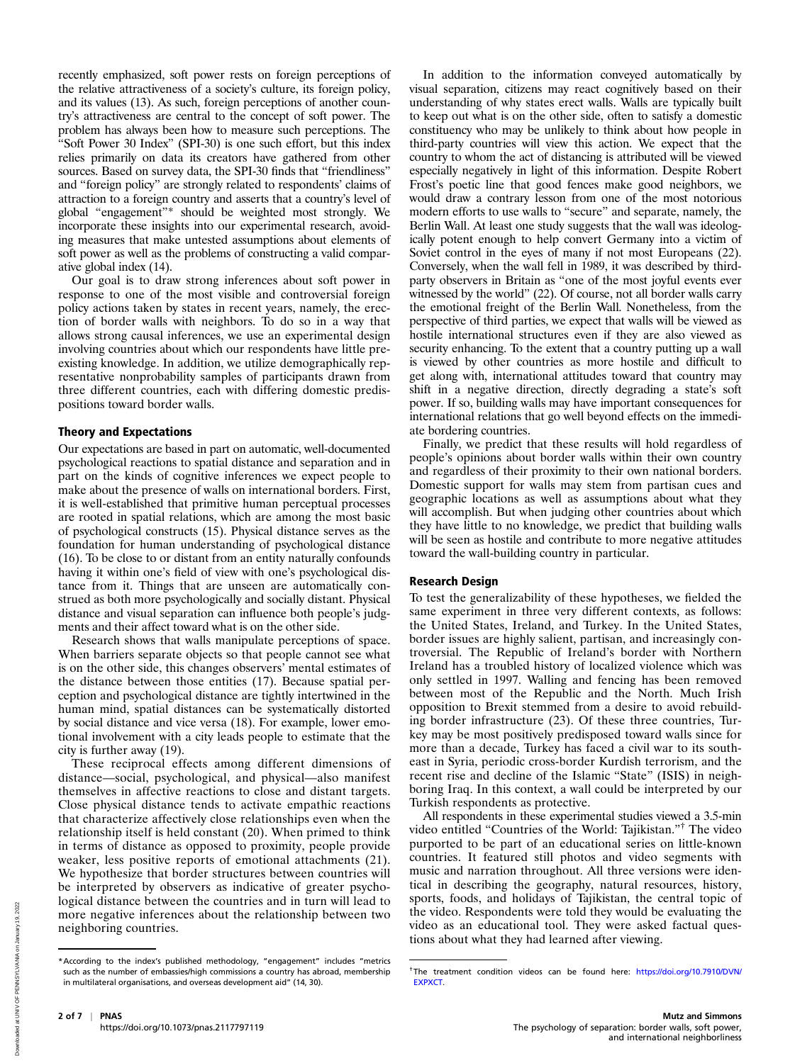recently emphasized, soft power rests on foreign perceptions of the relative attractiveness of a society's culture, its foreign policy, and its values (13). As such, foreign perceptions of another country's attractiveness are central to the concept of soft power. The problem has always been how to measure such perceptions. The "Soft Power 30 Index" (SPI-30) is one such effort, but this index relies primarily on data its creators have gathered from other sources. Based on survey data, the SPI-30 finds that "friendliness" and "foreign policy" are strongly related to respondents' claims of attraction to a foreign country and asserts that a country's level of global "engagement"* should be weighted most strongly. We incorporate these insights into our experimental research, avoiding measures that make untested assumptions about elements of soft power as well as the problems of constructing a valid comparative global index (14).

Our goal is to draw strong inferences about soft power in response to one of the most visible and controversial foreign policy actions taken by states in recent years, namely, the erection of border walls with neighbors. To do so in a way that allows strong causal inferences, we use an experimental design involving countries about which our respondents have little preexisting knowledge. In addition, we utilize demographically representative nonprobability samples of participants drawn from three different countries, each with differing domestic predispositions toward border walls.

## Theory and Expectations

Our expectations are based in part on automatic, well-documented psychological reactions to spatial distance and separation and in part on the kinds of cognitive inferences we expect people to make about the presence of walls on international borders. First, it is well-established that primitive human perceptual processes are rooted in spatial relations, which are among the most basic of psychological constructs (15). Physical distance serves as the foundation for human understanding of psychological distance (16). To be close to or distant from an entity naturally confounds having it within one's field of view with one's psychological distance from it. Things that are unseen are automatically construed as both more psychologically and socially distant. Physical distance and visual separation can influence both people's judgments and their affect toward what is on the other side.

Research shows that walls manipulate perceptions of space. When barriers separate objects so that people cannot see what is on the other side, this changes observers' mental estimates of the distance between those entities (17). Because spatial perception and psychological distance are tightly intertwined in the human mind, spatial distances can be systematically distorted by social distance and vice versa (18). For example, lower emotional involvement with a city leads people to estimate that the city is further away (19).

These reciprocal effects among different dimensions of distance—social, psychological, and physical—also manifest themselves in affective reactions to close and distant targets. Close physical distance tends to activate empathic reactions that characterize affectively close relationships even when the relationship itself is held constant (20). When primed to think in terms of distance as opposed to proximity, people provide weaker, less positive reports of emotional attachments (21). We hypothesize that border structures between countries will be interpreted by observers as indicative of greater psychological distance between the countries and in turn will lead to more negative inferences about the relationship between two neighboring countries.

In addition to the information conveyed automatically by visual separation, citizens may react cognitively based on their understanding of why states erect walls. Walls are typically built to keep out what is on the other side, often to satisfy a domestic constituency who may be unlikely to think about how people in third-party countries will view this action. We expect that the country to whom the act of distancing is attributed will be viewed especially negatively in light of this information. Despite Robert Frost's poetic line that good fences make good neighbors, we would draw a contrary lesson from one of the most notorious modern efforts to use walls to "secure" and separate, namely, the Berlin Wall. At least one study suggests that the wall was ideologically potent enough to help convert Germany into a victim of Soviet control in the eyes of many if not most Europeans (22). Conversely, when the wall fell in 1989, it was described by third-party observers in Britain as "one of the most joyful events ever witnessed by the world" (22). Of course, not all border walls carry the emotional freight of the Berlin Wall. Nonetheless, from the perspective of third parties, we expect that walls will be viewed as hostile international structures even if they are also viewed as security enhancing. To the extent that a country putting up a wall is viewed by other countries as more hostile and difficult to get along with, international attitudes toward that country may shift in a negative direction, directly degrading a state's soft power. If so, building walls may have important consequences for international relations that go well beyond effects on the immediate bordering countries.

Finally, we predict that these results will hold regardless of people's opinions about border walls within their own country and regardless of their proximity to their own national borders. Domestic support for walls may stem from partisan cues and geographic locations as well as assumptions about what they will accomplish. But when judging other countries about which they have little to no knowledge, we predict that building walls will be seen as hostile and contribute to more negative attitudes toward the wall-building country in particular.

## Research Design

To test the generalizability of these hypotheses, we fielded the same experiment in three very different contexts, as follows: the United States, Ireland, and Turkey. In the United States, border issues are highly salient, partisan, and increasingly controversial. The Republic of Ireland's border with Northern Ireland has a troubled history of localized violence which was only settled in 1997. Walling and fencing has been removed between most of the Republic and the North. Much Irish opposition to Brexit stemmed from a desire to avoid rebuilding border infrastructure (23). Of these three countries, Turkey may be most positively predisposed toward walls since for more than a decade, Turkey has faced a civil war to its southeast in Syria, periodic cross-border Kurdish terrorism, and the recent rise and decline of the Islamic "State" (ISIS) in neighboring Iraq. In this context, a wall could be interpreted by our Turkish respondents as protective.

All respondents in these experimental studies viewed a 3.5-min video entitled "Countries of the World: Tajikistan."† The video purported to be part of an educational series on little-known countries. It featured still photos and video segments with music and narration throughout. All three versions were identical in describing the geography, natural resources, history, sports, foods, and holidays of Tajikistan, the central topic of the video. Respondents were told they would be evaluating the video as an educational tool. They were asked factual questions about what they had learned after viewing.

---

*According to the index's published methodology, "engagement" includes "metrics such as the number of embassies/high commissions a country has abroad, membership in multilateral organisations, and overseas development aid" (14, 30).

†The treatment condition videos can be found here: https://doi.org/10.7910/DVN/EXPXCT.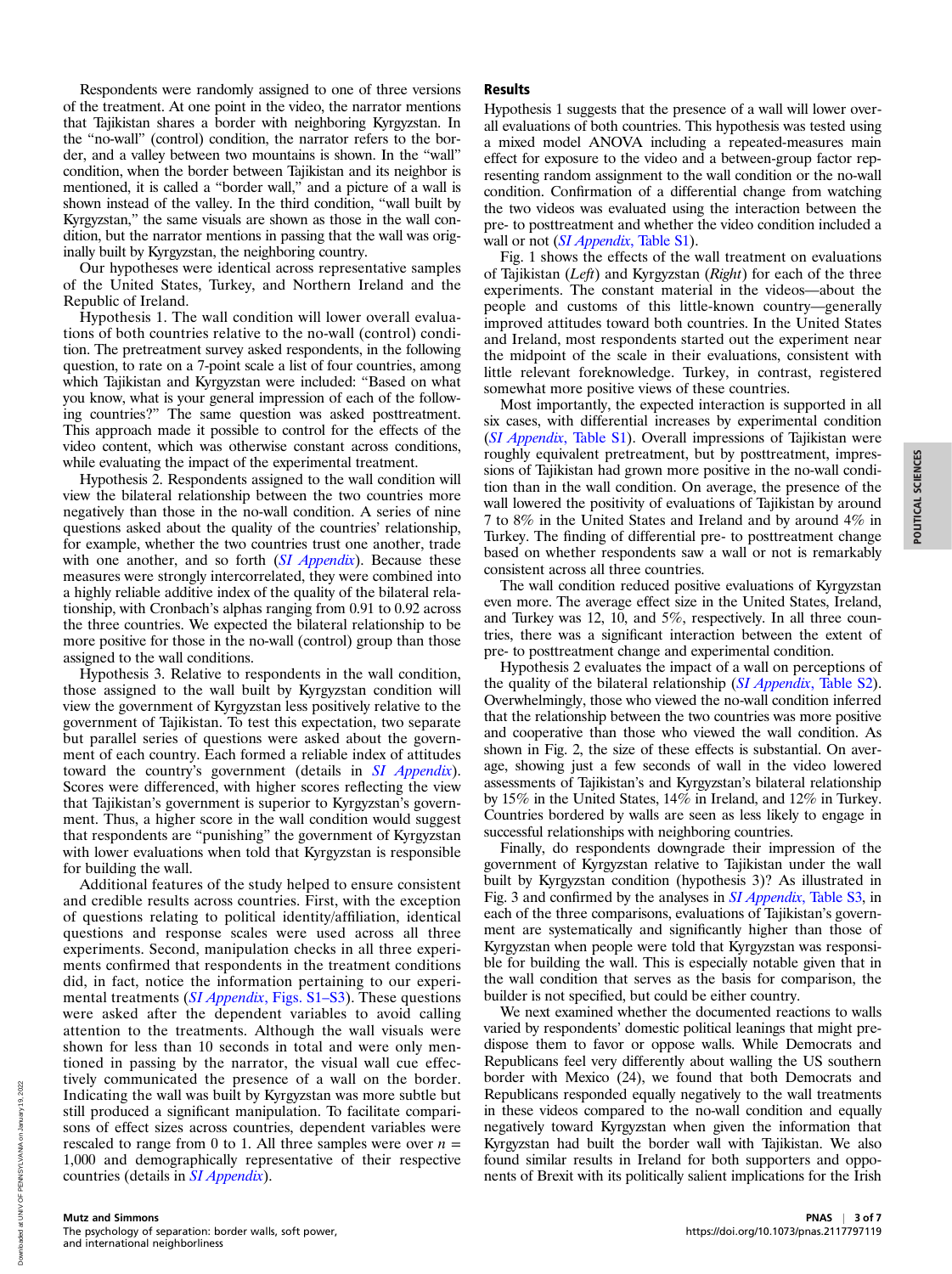Respondents were randomly assigned to one of three versions of the treatment. At one point in the video, the narrator mentions that Tajikistan shares a border with neighboring Kyrgyzstan. In the "no-wall" (control) condition, the narrator refers to the border, and a valley between two mountains is shown. In the "wall" condition, when the border between Tajikistan and its neighbor is mentioned, it is called a "border wall," and a picture of a wall is shown instead of the valley. In the third condition, "wall built by Kyrgyzstan," the same visuals are shown as those in the wall condition, but the narrator mentions in passing that the wall was originally built by Kyrgyzstan, the neighboring country.

Our hypotheses were identical across representative samples of the United States, Turkey, and Northern Ireland and the Republic of Ireland.

Hypothesis 1. The wall condition will lower overall evaluations of both countries relative to the no-wall (control) condition. The pretreatment survey asked respondents, in the following question, to rate on a 7-point scale a list of four countries, among which Tajikistan and Kyrgyzstan were included: "Based on what you know, what is your general impression of each of the following countries?" The same question was asked posttreatment. This approach made it possible to control for the effects of the video content, which was otherwise constant across conditions, while evaluating the impact of the experimental treatment.

Hypothesis 2. Respondents assigned to the wall condition will view the bilateral relationship between the two countries more negatively than those in the no-wall condition. A series of nine questions asked about the quality of the countries' relationship, for example, whether the two countries trust one another, trade with one another, and so forth (*SI Appendix*). Because these measures were strongly intercorrelated, they were combined into a highly reliable additive index of the quality of the bilateral relationship, with Cronbach's alphas ranging from 0.91 to 0.92 across the three countries. We expected the bilateral relationship to be more positive for those in the no-wall (control) group than those assigned to the wall conditions.

Hypothesis 3. Relative to respondents in the wall condition, those assigned to the wall built by Kyrgyzstan condition will view the government of Kyrgyzstan less positively relative to the government of Tajikistan. To test this expectation, two separate but parallel series of questions were asked about the government of each country. Each formed a reliable index of attitudes toward the country's government (details in *SI Appendix*). Scores were differenced, with higher scores reflecting the view that Tajikistan's government is superior to Kyrgyzstan's government. Thus, a higher score in the wall condition would suggest that respondents are "punishing" the government of Kyrgyzstan with lower evaluations when told that Kyrgyzstan is responsible for building the wall.

Additional features of the study helped to ensure consistent and credible results across countries. First, with the exception of questions relating to political identity/affiliation, identical questions and response scales were used across all three experiments. Second, manipulation checks in all three experiments confirmed that respondents in the treatment conditions did, in fact, notice the information pertaining to our experimental treatments (*SI Appendix*, Figs. S1–S3). These questions were asked after the dependent variables to avoid calling attention to the treatments. Although the wall visuals were shown for less than 10 seconds in total and were only mentioned in passing by the narrator, the visual wall cue effectively communicated the presence of a wall on the border. Indicating the wall was built by Kyrgyzstan was more subtle but still produced a significant manipulation. To facilitate comparisons of effect sizes across countries, dependent variables were rescaled to range from 0 to 1. All three samples were over $n =$ 1,000 and demographically representative of their respective countries (details in *SI Appendix*).

## Results

Hypothesis 1 suggests that the presence of a wall will lower overall evaluations of both countries. This hypothesis was tested using a mixed model ANOVA including a repeated-measures main effect for exposure to the video and a between-group factor representing random assignment to the wall condition or the no-wall condition. Confirmation of a differential change from watching the two videos was evaluated using the interaction between the pre- to posttreatment and whether the video condition included a wall or not (*SI Appendix*, Table S1).

Fig. 1 shows the effects of the wall treatment on evaluations of Tajikistan (*Left*) and Kyrgyzstan (*Right*) for each of the three experiments. The constant material in the videos—about the people and customs of this little-known country—generally improved attitudes toward both countries. In the United States and Ireland, most respondents started out the experiment near the midpoint of the scale in their evaluations, consistent with little relevant foreknowledge. Turkey, in contrast, registered somewhat more positive views of these countries.

Most importantly, the expected interaction is supported in all six cases, with differential increases by experimental condition (*SI Appendix*, Table S1). Overall impressions of Tajikistan were roughly equivalent pretreatment, but by posttreatment, impressions of Tajikistan had grown more positive in the no-wall condition than in the wall condition. On average, the presence of the wall lowered the positivity of evaluations of Tajikistan by around 7 to 8% in the United States and Ireland and by around 4% in Turkey. The finding of differential pre- to posttreatment change based on whether respondents saw a wall or not is remarkably consistent across all three countries.

The wall condition reduced positive evaluations of Kyrgyzstan even more. The average effect size in the United States, Ireland, and Turkey was 12, 10, and 5%, respectively. In all three countries, there was a significant interaction between the extent of pre- to posttreatment change and experimental condition.

Hypothesis 2 evaluates the impact of a wall on perceptions of the quality of the bilateral relationship (*SI Appendix*, Table S2). Overwhelmingly, those who viewed the no-wall condition inferred that the relationship between the two countries was more positive and cooperative than those who viewed the wall condition. As shown in Fig. 2, the size of these effects is substantial. On average, showing just a few seconds of wall in the video lowered assessments of Tajikistan's and Kyrgyzstan's bilateral relationship by 15% in the United States, 14% in Ireland, and 12% in Turkey. Countries bordered by walls are seen as less likely to engage in successful relationships with neighboring countries.

Finally, do respondents downgrade their impression of the government of Kyrgyzstan relative to Tajikistan under the wall built by Kyrgyzstan condition (hypothesis 3)? As illustrated in Fig. 3 and confirmed by the analyses in *SI Appendix*, Table S3, in each of the three comparisons, evaluations of Tajikistan's government are systematically and significantly higher than those of Kyrgyzstan when people were told that Kyrgyzstan was responsible for building the wall. This is especially notable given that in the wall condition that serves as the basis for comparison, the builder is not specified, but could be either country.

We next examined whether the documented reactions to walls varied by respondents' domestic political leanings that might predispose them to favor or oppose walls. While Democrats and Republicans feel very differently about walling the US southern border with Mexico (24), we found that both Democrats and Republicans responded equally negatively to the wall treatments in these videos compared to the no-wall condition and equally negatively toward Kyrgyzstan when given the information that Kyrgyzstan had built the border wall with Tajikistan. We also found similar results in Ireland for both supporters and opponents of Brexit with its politically salient implications for the Irish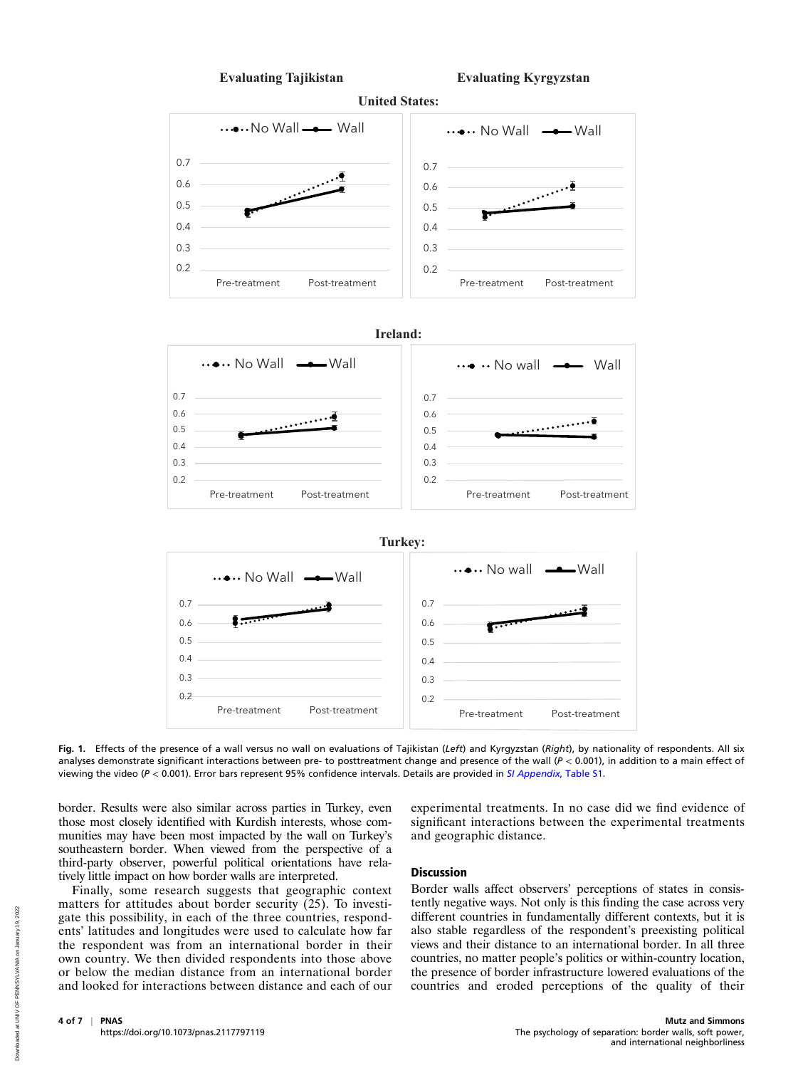Fig. 1. Effects of the presence of a wall versus no wall on evaluations of Tajikistan (*Left*) and Kyrgyzstan (*Right*), by nationality of respondents. All six analyses demonstrate significant interactions between pre- to posttreatment change and presence of the wall ($P < 0.001$), in addition to a main effect of viewing the video ($P < 0.001$). Error bars represent 95% confidence intervals. Details are provided in *SI Appendix*, Table S1.

border. Results were also similar across parties in Turkey, even those most closely identified with Kurdish interests, whose communities may have been most impacted by the wall on Turkey's southeastern border. When viewed from the perspective of a third-party observer, powerful political orientations have relatively little impact on how border walls are interpreted.

Finally, some research suggests that geographic context matters for attitudes about border security (25). To investigate this possibility, in each of the three countries, respondents' latitudes and longitudes were used to calculate how far the respondent was from an international border in their own country. We then divided respondents into those above or below the median distance from an international border and looked for interactions between distance and each of our experimental treatments. In no case did we find evidence of significant interactions between the experimental treatments and geographic distance.

## Discussion

Border walls affect observers' perceptions of states in consistently negative ways. Not only is this finding the case across very different countries in fundamentally different contexts, but it is also stable regardless of the respondent's preexisting political views and their distance to an international border. In all three countries, no matter people's politics or within-country location, the presence of border infrastructure lowered evaluations of the countries and eroded perceptions of the quality of their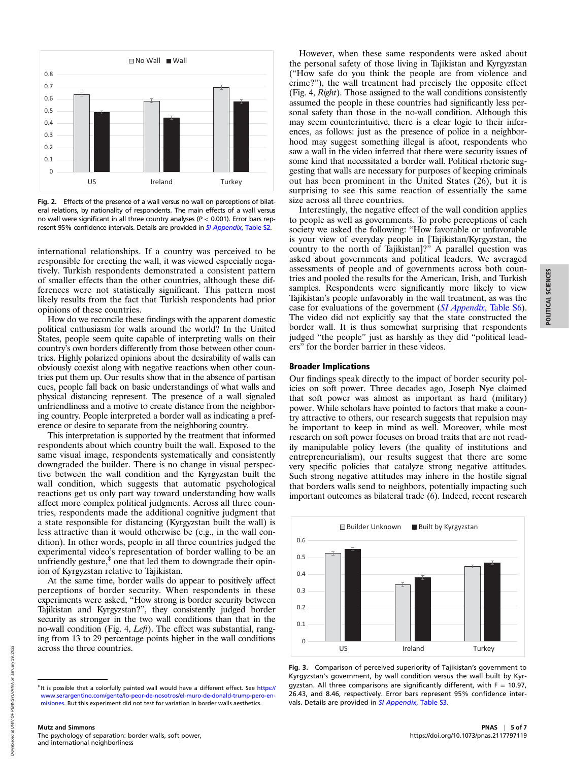Fig. 2. Effects of the presence of a wall versus no wall on perceptions of bilateral relations, by nationality of respondents. The main effects of a wall versus no wall were significant in all three country analyses ($P < 0.001$). Error bars represent 95% confidence intervals. Details are provided in *SI Appendix*, Table S2.

international relationships. If a country was perceived to be responsible for erecting the wall, it was viewed especially negatively. Turkish respondents demonstrated a consistent pattern of smaller effects than the other countries, although these differences were not statistically significant. This pattern most likely results from the fact that Turkish respondents had prior opinions of these countries.

How do we reconcile these findings with the apparent domestic political enthusiasm for walls around the world? In the United States, people seem quite capable of interpreting walls on their country's own borders differently from those between other countries. Highly polarized opinions about the desirability of walls can obviously coexist along with negative reactions when other countries put them up. Our results show that in the absence of partisan cues, people fall back on basic understandings of what walls and physical distancing represent. The presence of a wall signaled unfriendliness and a motive to create distance from the neighboring country. People interpreted a border wall as indicating a preference or desire to separate from the neighboring country.

This interpretation is supported by the treatment that informed respondents about which country built the wall. Exposed to the same visual image, respondents systematically and consistently downgraded the builder. There is no change in visual perspective between the wall condition and the Kyrgyzstan built the wall condition, which suggests that automatic psychological reactions get us only part way toward understanding how walls affect more complex political judgments. Across all three countries, respondents made the additional cognitive judgment that a state responsible for distancing (Kyrgyzstan built the wall) is less attractive than it would otherwise be (e.g., in the wall condition). In other words, people in all three countries judged the experimental video's representation of border walling to be an unfriendly gesture,[‡] one that led them to downgrade their opinion of Kyrgyzstan relative to Tajikistan.

At the same time, border walls do appear to positively affect perceptions of border security. When respondents in these experiments were asked, "How strong is border security between Tajikistan and Kyrgyzstan?", they consistently judged border security as stronger in the two wall conditions than that in the no-wall condition (Fig. 4, *Left*). The effect was substantial, ranging from 13 to 29 percentage points higher in the wall conditions across the three countries.

However, when these same respondents were asked about the personal safety of those living in Tajikistan and Kyrgyzstan ("How safe do you think the people are from violence and crime?"), the wall treatment had precisely the opposite effect (Fig. 4, *Right*). Those assigned to the wall conditions consistently assumed the people in these countries had significantly less personal safety than those in the no-wall condition. Although this may seem counterintuitive, there is a clear logic to their inferences, as follows: just as the presence of police in a neighborhood may suggest something illegal is afoot, respondents who saw a wall in the video inferred that there were security issues of some kind that necessitated a border wall. Political rhetoric suggesting that walls are necessary for purposes of keeping criminals out has been prominent in the United States (26), but it is surprising to see this same reaction of essentially the same size across all three countries.

Interestingly, the negative effect of the wall condition applies to people as well as governments. To probe perceptions of each society we asked the following: "How favorable or unfavorable is your view of everyday people in [Tajikistan/Kyrgyzstan, the country to the north of Tajikistan]?" A parallel question was asked about governments and political leaders. We averaged assessments of people and of governments across both countries and pooled the results for the American, Irish, and Turkish samples. Respondents were significantly more likely to view Tajikistan's people unfavorably in the wall treatment, as was the case for evaluations of the government (*SI Appendix*, Table S6). The video did not explicitly say that the state constructed the border wall. It is thus somewhat surprising that respondents judged "the people" just as harshly as they did "political leaders" for the border barrier in these videos.

## Broader Implications

Our findings speak directly to the impact of border security policies on soft power. Three decades ago, Joseph Nye claimed that soft power was almost as important as hard (military) power. While scholars have pointed to factors that make a country attractive to others, our research suggests that repulsion may be important to keep in mind as well. Moreover, while most research on soft power focuses on broad traits that are not readily manipulable policy levers (the quality of institutions and entrepreneurialism), our results suggest that there are some very specific policies that catalyze strong negative attitudes. Such strong negative attitudes may inhere in the hostile signal that borders walls send to neighbors, potentially impacting such important outcomes as bilateral trade (6). Indeed, recent research

Fig. 3. Comparison of perceived superiority of Tajikistan's government to Kyrgyzstan's government, by wall condition versus the wall built by Kyrgyzstan. All three comparisons are significantly different, with $F = 10.97$, 26.43, and 8.46, respectively. Error bars represent 95% confidence intervals. Details are provided in *SI Appendix*, Table S3.

[‡]It is possible that a colorfully painted wall would have a different effect. See https://www.serargentino.com/gente/lo-peor-de-nosotros/el-muro-de-donald-trump-pero-en-misiones. But this experiment did not test for variation in border walls aesthetics.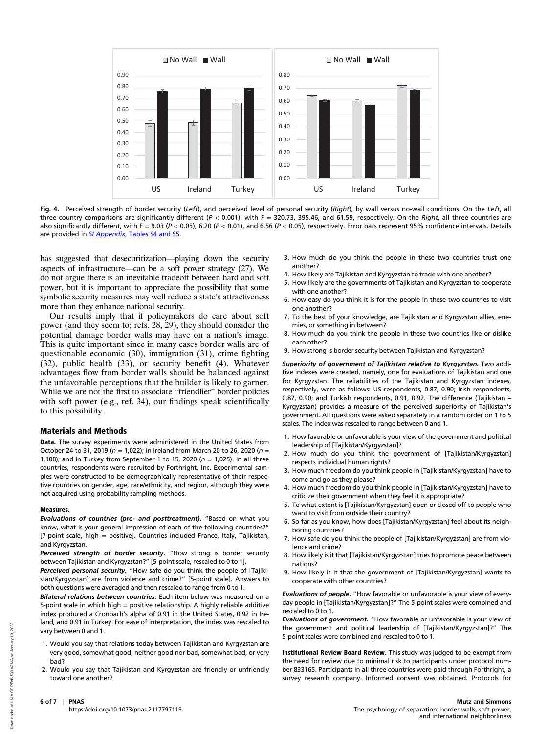Fig. 4. Perceived strength of border security (*Left*), and perceived level of personal security (*Right*), by wall versus no-wall conditions. On the *Left*, all three country comparisons are significantly different ($P < 0.001$), with F = 320.73, 395.46, and 61.59, respectively. On the *Right*, all three countries are also significantly different, with F = 9.03 ($P < 0.05$), 6.20 ($P < 0.01$), and 6.56 ($P < 0.05$), respectively. Error bars represent 95% confidence intervals. Details are provided in *SI Appendix*, Tables S4 and S5.

has suggested that desecuritization—playing down the security aspects of infrastructure—can be a soft power strategy (27). We do not argue there is an inevitable tradeoff between hard and soft power, but it is important to appreciate the possibility that some symbolic security measures may well reduce a state's attractiveness more than they enhance national security.

Our results imply that if policymakers do care about soft power (and they seem to; refs. 28, 29), they should consider the potential damage border walls may have on a nation's image. This is quite important since in many cases border walls are of questionable economic (30), immigration (31), crime fighting (32), public health (33), or security benefit (4). Whatever advantages flow from border walls should be balanced against the unfavorable perceptions that the builder is likely to garner. While we are not the first to associate "friendlier" border policies with soft power (e.g., ref. 34), our findings speak scientifically to this possibility.

## Materials and Methods

**Data.** The survey experiments were administered in the United States from October 24 to 31, 2019 (n = 1,022); in Ireland from March 20 to 26, 2020 (n = 1,108); and in Turkey from September 1 to 15, 2020 (n = 1,025). In all three countries, respondents were recruited by Forthright, Inc. Experimental samples were constructed to be demographically representative of their respective countries on gender, age, race/ethnicity, and region, although they were not acquired using probability sampling methods.

**Measures.**

***Evaluations of countries (pre- and posttreatment).*** "Based on what you know, what is your general impression of each of the following countries?" [7-point scale, high = positive]. Countries included France, Italy, Tajikistan, and Kyrgyzstan.

***Perceived strength of border security.*** "How strong is border security between Tajikistan and Kyrgyzstan?" [5-point scale, rescaled to 0 to 1].

***Perceived personal security.*** "How safe do you think the people of [Tajikistan/Kyrgyzstan] are from violence and crime?" [5-point scale]. Answers to both questions were averaged and then rescaled to range from 0 to 1.

***Bilateral relations between countries.*** Each item below was measured on a 5-point scale in which high = positive relationship. A highly reliable additive index produced a Cronbach's alpha of 0.91 in the United States, 0.92 in Ireland, and 0.91 in Turkey. For ease of interpretation, the index was rescaled to vary between 0 and 1.

1. Would you say that relations today between Tajikistan and Kyrgyzstan are very good, somewhat good, neither good nor bad, somewhat bad, or very bad?
2. Would you say that Tajikistan and Kyrgyzstan are friendly or unfriendly toward one another?
3. How much do you think the people in these two countries trust one another?
4. How likely are Tajikistan and Kyrgyzstan to trade with one another?
5. How likely are the governments of Tajikistan and Kyrgyzstan to cooperate with one another?
6. How easy do you think it is for the people in these two countries to visit one another?
7. To the best of your knowledge, are Tajikistan and Kyrgyzstan allies, enemies, or something in between?
8. How much do you think the people in these two countries like or dislike each other?
9. How strong is border security between Tajikistan and Kyrgyzstan?

***Superiority of government of Tajikistan relative to Kyrgyzstan.*** Two additive indexes were created, namely, one for evaluations of Tajikistan and one for Kyrgyzstan. The reliabilities of the Tajikistan and Kyrgyzstan indexes, respectively, were as follows: US respondents, 0.87, 0.90; Irish respondents, 0.87, 0.90; and Turkish respondents, 0.91, 0.92. The difference (Tajikistan – Kyrgyzstan) provides a measure of the perceived superiority of Tajikistan's government. All questions were asked separately in a random order on 1 to 5 scales. The index was rescaled to range between 0 and 1.

1. How favorable or unfavorable is your view of the government and political leadership of [Tajikistan/Kyrgyzstan]?
2. How much do you think the government of [Tajikistan/Kyrgyzstan] respects individual human rights?
3. How much freedom do you think people in [Tajikistan/Kyrgyzstan] have to come and go as they please?
4. How much freedom do you think people in [Tajikistan/Kyrgyzstan] have to criticize their government when they feel it is appropriate?
5. To what extent is [Tajikistan/Kyrgyzstan] open or closed off to people who want to visit from outside their country?
6. So far as you know, how does [Tajikistan/Kyrgyzstan] feel about its neighboring countries?
7. How safe do you think the people of [Tajikistan/Kyrgyzstan] are from violence and crime?
8. How likely is it that [Tajikistan/Kyrgyzstan] tries to promote peace between nations?
9. How likely is it that the government of [Tajikistan/Kyrgyzstan] wants to cooperate with other countries?

***Evaluations of people.*** "How favorable or unfavorable is your view of everyday people in [Tajikistan/Kyrgyzstan]?" The 5-point scales were combined and rescaled to 0 to 1.

***Evaluations of government.*** "How favorable or unfavorable is your view of the government and political leadership of [Tajikistan/Kyrgyzstan]?" The 5-point scales were combined and rescaled to 0 to 1.

**Institutional Review Board Review.** This study was judged to be exempt from the need for review due to minimal risk to participants under protocol number 833165. Participants in all three countries were paid through Forthright, a survey research company. Informed consent was obtained. Protocols for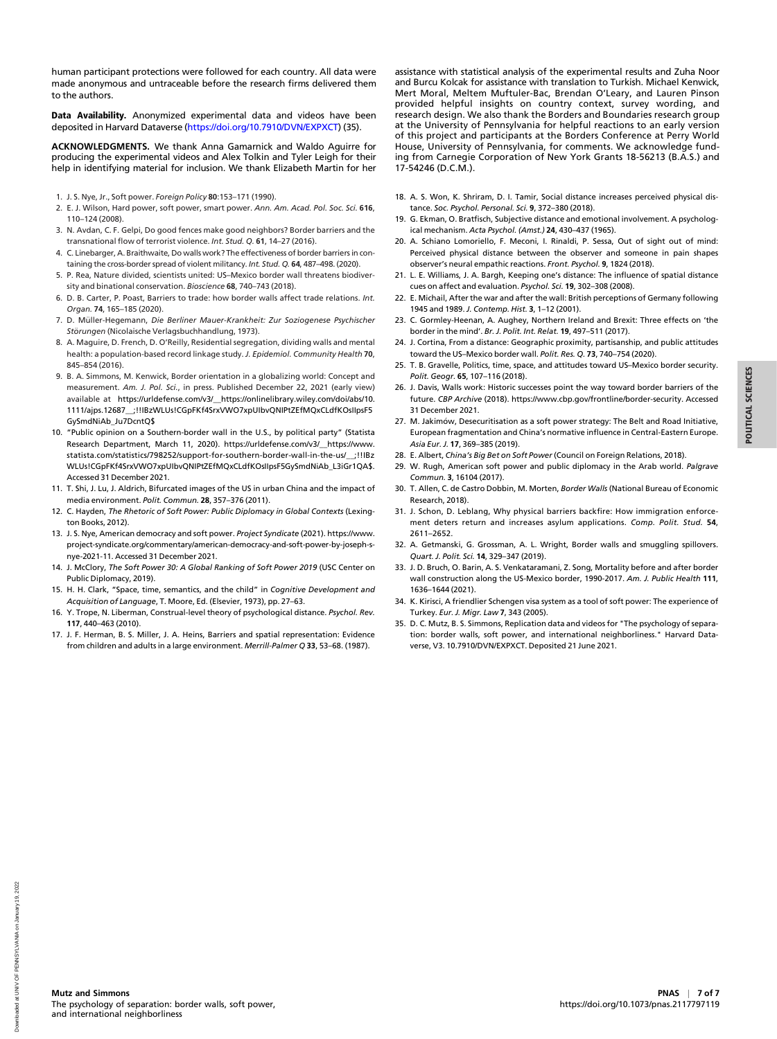human participant protections were followed for each country. All data were made anonymous and untraceable before the research firms delivered them to the authors.

**Data Availability.** Anonymized experimental data and videos have been deposited in Harvard Dataverse (https://doi.org/10.7910/DVN/EXPXCT) (35).

**ACKNOWLEDGMENTS.** We thank Anna Gamarnick and Waldo Aguirre for producing the experimental videos and Alex Tolkin and Tyler Leigh for their help in identifying material for inclusion. We thank Elizabeth Martin for her assistance with statistical analysis of the experimental results and Zuha Noor and Burcu Kolcak for assistance with translation to Turkish. Michael Kenwick, Mert Moral, Meltem Muftuler-Bac, Brendan O'Leary, and Lauren Pinson provided helpful insights on country context, survey wording, and research design. We also thank the Borders and Boundaries research group at the University of Pennsylvania for helpful reactions to an early version of this project and participants at the Borders Conference at Perry World House, University of Pennsylvania, for comments. We acknowledge funding from Carnegie Corporation of New York Grants 18-56213 (B.A.S.) and 17-54246 (D.C.M.).

1. J. S. Nye, Jr., Soft power. *Foreign Policy* **80**:153–171 (1990).
2. E. J. Wilson, Hard power, soft power, smart power. *Ann. Am. Acad. Pol. Soc. Sci.* **616**, 110–124 (2008).
3. N. Avdan, C. F. Gelpi, Do good fences make good neighbors? Border barriers and the transnational flow of terrorist violence. *Int. Stud. Q.* **61**, 14–27 (2016).
4. C. Linebarger, A. Braithwaite, Do walls work? The effectiveness of border barriers in containing the cross-border spread of violent militancy. *Int. Stud. Q.* **64**, 487–498. (2020).
5. P. Rea, Nature divided, scientists united: US–Mexico border wall threatens biodiversity and binational conservation. *Bioscience* **68**, 740–743 (2018).
6. D. B. Carter, P. Poast, Barriers to trade: how border walls affect trade relations. *Int. Organ.* **74**, 165–185 (2020).
7. D. Müller-Hegemann, *Die Berliner Mauer-Krankheit: Zur Soziogenese Psychischer Störungen* (Nicolaische Verlagsbuchhandlung, 1973).
8. A. Maguire, D. French, D. O'Reilly, Residential segregation, dividing walls and mental health: a population-based record linkage study. *J. Epidemiol. Community Health* **70**, 845–854 (2016).
9. B. A. Simmons, M. Kenwick, Border orientation in a globalizing world: Concept and measurement. *Am. J. Pol. Sci.*, in press. Published December 22, 2021 (early view) available at https://urldefense.com/v3/__https://onlinelibrary.wiley.com/doi/abs/10.1111/ajps.12687__;!!IBzWLUs!CGpFKf4SrxVWO7xpUIbvQNIPtZEfMQxCLdfKOsIIpsF5GySmdNiAb_Ju7DcntQ$
10. "Public opinion on a Southern-border wall in the U.S., by political party" (Statista Research Department, March 11, 2020). https://urldefense.com/v3/__https://www.statista.com/statistics/798252/support-for-southern-border-wall-in-the-us/__;!!IBzWLUs!CGpFKf4SrxVWO7xpUIbvQNIPtZEfMQxCLdfKOsIIpsF5GySmdNiAb_L3iGr1QA$. Accessed 31 December 2021.
11. T. Shi, J. Lu, J. Aldrich, Bifurcated images of the US in urban China and the impact of media environment. *Polit. Commun.* **28**, 357–376 (2011).
12. C. Hayden, *The Rhetoric of Soft Power: Public Diplomacy in Global Contexts* (Lexington Books, 2012).
13. J. S. Nye, American democracy and soft power. *Project Syndicate* (2021). https://www.project-syndicate.org/commentary/american-democracy-and-soft-power-by-joseph-s-nye-2021-11. Accessed 31 December 2021.
14. J. McClory, *The Soft Power 30: A Global Ranking of Soft Power 2019* (USC Center on Public Diplomacy, 2019).
15. H. H. Clark, "Space, time, semantics, and the child" in *Cognitive Development and Acquisition of Language*, T. Moore, Ed. (Elsevier, 1973), pp. 27–63.
16. Y. Trope, N. Liberman, Construal-level theory of psychological distance. *Psychol. Rev.* **117**, 440–463 (2010).
17. J. F. Herman, B. S. Miller, J. A. Heins, Barriers and spatial representation: Evidence from children and adults in a large environment. *Merrill-Palmer Q* **33**, 53–68. (1987).
18. A. S. Won, K. Shriram, D. I. Tamir, Social distance increases perceived physical distance. *Soc. Psychol. Personal. Sci.* **9**, 372–380 (2018).
19. G. Ekman, O. Bratfisch, Subjective distance and emotional involvement. A psychological mechanism. *Acta Psychol. (Amst.)* **24**, 430–437 (1965).
20. A. Schiano Lomoriello, F. Meconi, I. Rinaldi, P. Sessa, Out of sight out of mind: Perceived physical distance between the observer and someone in pain shapes observer's neural empathic reactions. *Front. Psychol.* **9**, 1824 (2018).
21. L. E. Williams, J. A. Bargh, Keeping one's distance: The influence of spatial distance cues on affect and evaluation. *Psychol. Sci.* **19**, 302–308 (2008).
22. E. Michail, After the war and after the wall: British perceptions of Germany following 1945 and 1989. *J. Contemp. Hist.* **3**, 1–12 (2001).
23. C. Gormley-Heenan, A. Aughey, Northern Ireland and Brexit: Three effects on 'the border in the mind'. *Br. J. Polit. Int. Relat.* **19**, 497–511 (2017).
24. J. Cortina, From a distance: Geographic proximity, partisanship, and public attitudes toward the US–Mexico border wall. *Polit. Res. Q.* **73**, 740–754 (2020).
25. T. B. Gravelle, Politics, time, space, and attitudes toward US–Mexico border security. *Polit. Geogr.* **65**, 107–116 (2018).
26. J. Davis, Walls work: Historic successes point the way toward border barriers of the future. *CBP Archive* (2018). https://www.cbp.gov/frontline/border-security. Accessed 31 December 2021.
27. M. Jakimów, Desecuritisation as a soft power strategy: The Belt and Road Initiative, European fragmentation and China's normative influence in Central-Eastern Europe. *Asia Eur. J.* **17**, 369–385 (2019).
28. E. Albert, *China's Big Bet on Soft Power* (Council on Foreign Relations, 2018).
29. W. Rugh, American soft power and public diplomacy in the Arab world. *Palgrave Commun.* **3**, 16104 (2017).
30. T. Allen, C. de Castro Dobbin, M. Morten, *Border Walls* (National Bureau of Economic Research, 2018).
31. J. Schon, D. Leblang, Why physical barriers backfire: How immigration enforcement deters return and increases asylum applications. *Comp. Polit. Stud.* **54**, 2611–2652.
32. A. Getmanski, G. Grossman, A. L. Wright, Border walls and smuggling spillovers. *Quart. J. Polit. Sci.* **14**, 329–347 (2019).
33. J. D. Bruch, O. Barin, A. S. Venkataramani, Z. Song, Mortality before and after border wall construction along the US-Mexico border, 1990-2017. *Am. J. Public Health* **111**, 1636–1644 (2021).
34. K. Kirisci, A friendlier Schengen visa system as a tool of soft power: The experience of Turkey. *Eur. J. Migr. Law* **7**, 343 (2005).
35. D. C. Mutz, B. S. Simmons, Replication data and videos for "The psychology of separation: border walls, soft power, and international neighborliness." Harvard Dataverse, V3. 10.7910/DVN/EXPXCT. Deposited 21 June 2021.